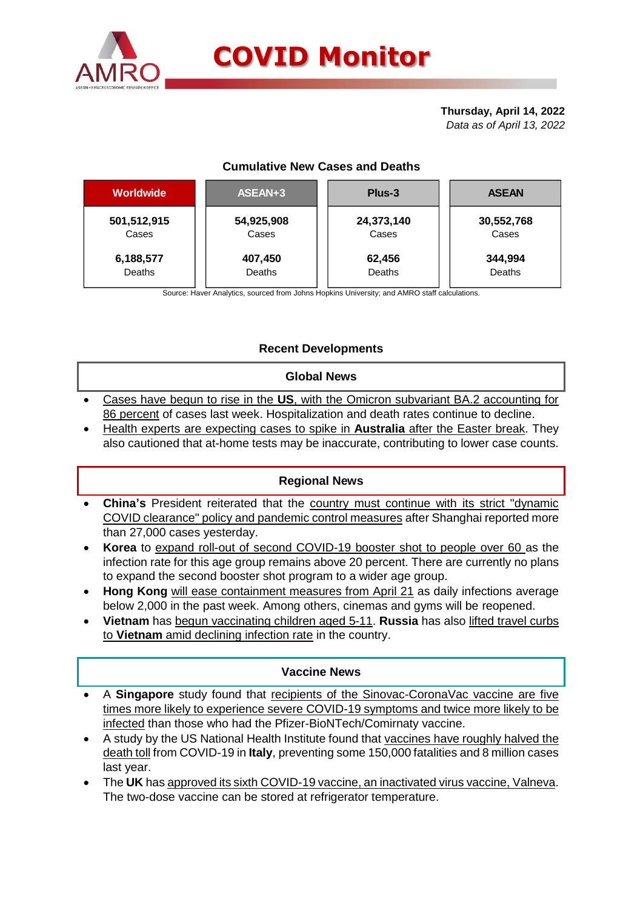# COVID Monitor

**Thursday, April 14, 2022**
*Data as of April 13, 2022*

### Cumulative New Cases and Deaths

| Worldwide | ASEAN+3 | Plus-3 | ASEAN |
|---|---|---|---|
| 501,512,915 Cases | 54,925,908 Cases | 24,373,140 Cases | 30,552,768 Cases |
| 6,188,577 Deaths | 407,450 Deaths | 62,456 Deaths | 344,994 Deaths |

Source: Haver Analytics, sourced from Johns Hopkins University; and AMRO staff calculations.

## Recent Developments

### Global News

- Cases have begun to rise in the **US**, with the Omicron subvariant BA.2 accounting for 86 percent of cases last week. Hospitalization and death rates continue to decline.
- Health experts are expecting cases to spike in **Australia** after the Easter break. They also cautioned that at-home tests may be inaccurate, contributing to lower case counts.

### Regional News

- **China's** President reiterated that the country must continue with its strict "dynamic COVID clearance" policy and pandemic control measures after Shanghai reported more than 27,000 cases yesterday.
- **Korea** to expand roll-out of second COVID-19 booster shot to people over 60 as the infection rate for this age group remains above 20 percent. There are currently no plans to expand the second booster shot program to a wider age group.
- **Hong Kong** will ease containment measures from April 21 as daily infections average below 2,000 in the past week. Among others, cinemas and gyms will be reopened.
- **Vietnam** has begun vaccinating children aged 5-11. **Russia** has also lifted travel curbs to **Vietnam** amid declining infection rate in the country.

### Vaccine News

- A **Singapore** study found that recipients of the Sinovac-CoronaVac vaccine are five times more likely to experience severe COVID-19 symptoms and twice more likely to be infected than those who had the Pfizer-BioNTech/Comirnaty vaccine.
- A study by the US National Health Institute found that vaccines have roughly halved the death toll from COVID-19 in **Italy**, preventing some 150,000 fatalities and 8 million cases last year.
- The **UK** has approved its sixth COVID-19 vaccine, an inactivated virus vaccine, Valneva. The two-dose vaccine can be stored at refrigerator temperature.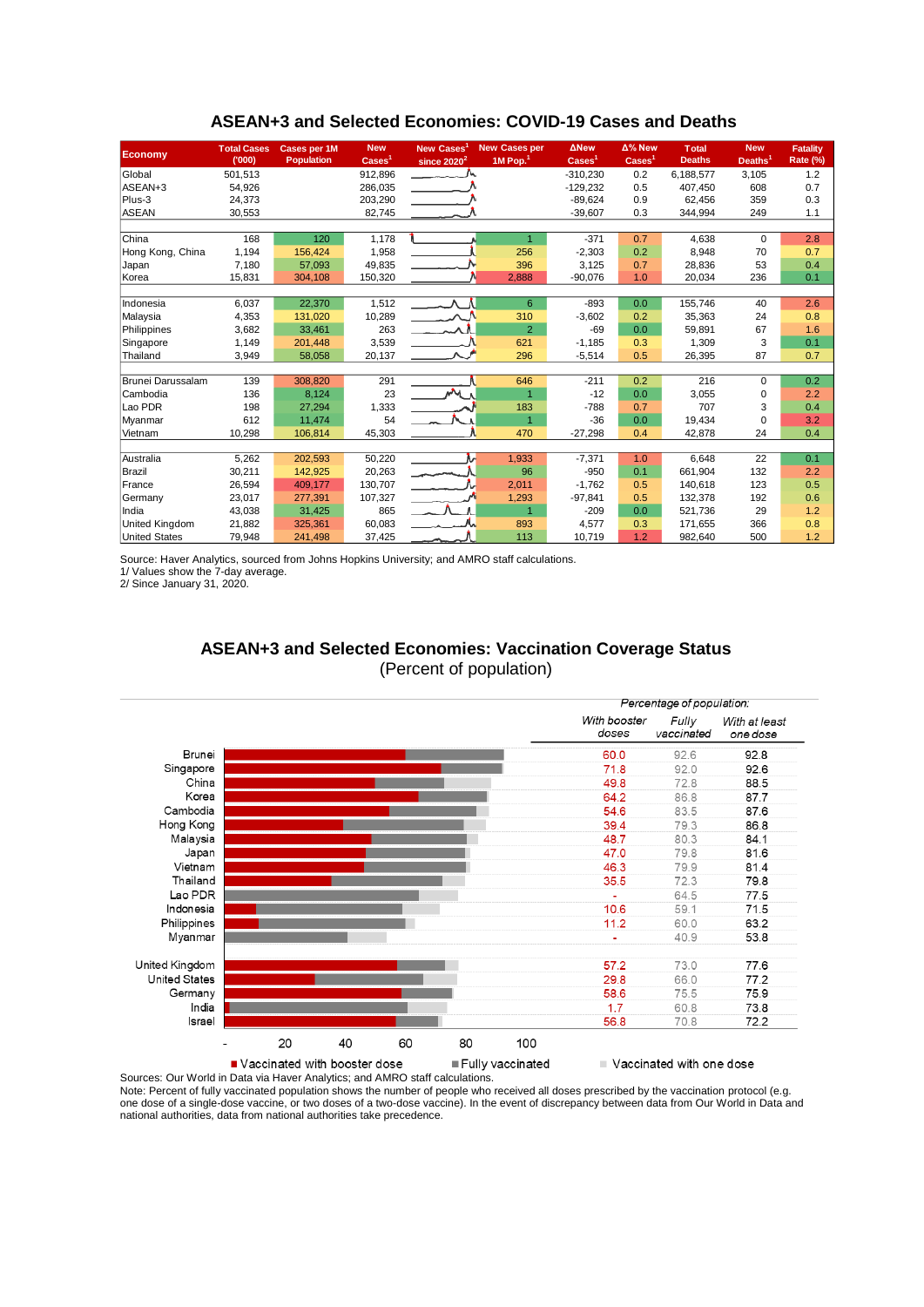## ASEAN+3 and Selected Economies: COVID-19 Cases and Deaths

| Economy | Total Cases ('000) | Cases per 1M Population | New Cases[1] | New Cases[1] since 2020[2] | New Cases per 1M Pop.[1] | ΔNew Cases[1] | Δ% New Cases[1] | Total Deaths | New Deaths[1] | Fatality Rate (%) |
|---|---|---|---|---|---|---|---|---|---|---|
| Global | 501,513 | | 912,896 | | | -310,230 | 0.2 | 6,188,577 | 3,105 | 1.2 |
| ASEAN+3 | 54,926 | | 286,035 | | | -129,232 | 0.5 | 407,450 | 608 | 0.7 |
| Plus-3 | 24,373 | | 203,290 | | | -89,624 | 0.9 | 62,456 | 359 | 0.3 |
| ASEAN | 30,553 | | 82,745 | | | -39,607 | 0.3 | 344,994 | 249 | 1.1 |
| | | | | | | | | | | |
| China | 168 | 120 | 1,178 | | 1 | -371 | 0.7 | 4,638 | 0 | 2.8 |
| Hong Kong, China | 1,194 | 156,424 | 1,958 | | 256 | -2,303 | 0.2 | 8,948 | 70 | 0.7 |
| Japan | 7,180 | 57,093 | 49,835 | | 396 | 3,125 | 0.7 | 28,836 | 53 | 0.4 |
| Korea | 15,831 | 304,108 | 150,320 | | 2,888 | -90,076 | 1.0 | 20,034 | 236 | 0.1 |
| | | | | | | | | | | |
| Indonesia | 6,037 | 22,370 | 1,512 | | 6 | -893 | 0.0 | 155,746 | 40 | 2.6 |
| Malaysia | 4,353 | 131,020 | 10,289 | | 310 | -3,602 | 0.2 | 35,363 | 24 | 0.8 |
| Philippines | 3,682 | 33,461 | 263 | | 2 | -69 | 0.0 | 59,891 | 67 | 1.6 |
| Singapore | 1,149 | 201,448 | 3,539 | | 621 | -1,185 | 0.3 | 1,309 | 3 | 0.1 |
| Thailand | 3,949 | 58,058 | 20,137 | | 296 | -5,514 | 0.5 | 26,395 | 87 | 0.7 |
| | | | | | | | | | | |
| Brunei Darussalam | 139 | 308,820 | 291 | | 646 | -211 | 0.2 | 216 | 0 | 0.2 |
| Cambodia | 136 | 8,124 | 23 | | 1 | -12 | 0.0 | 3,055 | 0 | 2.2 |
| Lao PDR | 198 | 27,294 | 1,333 | | 183 | -788 | 0.7 | 707 | 3 | 0.4 |
| Myanmar | 612 | 11,474 | 54 | | 1 | -36 | 0.0 | 19,434 | 0 | 3.2 |
| Vietnam | 10,298 | 106,814 | 45,303 | | 470 | -27,298 | 0.4 | 42,878 | 24 | 0.4 |
| | | | | | | | | | | |
| Australia | 5,262 | 202,593 | 50,220 | | 1,933 | -7,371 | 1.0 | 6,648 | 22 | 0.1 |
| Brazil | 30,211 | 142,925 | 20,263 | | 96 | -950 | 0.1 | 661,904 | 132 | 2.2 |
| France | 26,594 | 409,177 | 130,707 | | 2,011 | -1,762 | 0.5 | 140,618 | 123 | 0.5 |
| Germany | 23,017 | 277,391 | 107,327 | | 1,293 | -97,841 | 0.5 | 132,378 | 192 | 0.6 |
| India | 43,038 | 31,425 | 865 | | 1 | -209 | 0.0 | 521,736 | 29 | 1.2 |
| United Kingdom | 21,882 | 325,361 | 60,083 | | 893 | 4,577 | 0.3 | 171,655 | 366 | 0.8 |
| United States | 79,948 | 241,498 | 37,425 | | 113 | 10,719 | 1.2 | 982,640 | 500 | 1.2 |

Source: Haver Analytics, sourced from Johns Hopkins University; and AMRO staff calculations.
1/ Values show the 7-day average.
2/ Since January 31, 2020.

## ASEAN+3 and Selected Economies: Vaccination Coverage Status

(Percent of population)

| Economy | With booster doses | Fully vaccinated | With at least one dose |
|---|---|---|---|
| Brunei | 60.0 | 92.6 | 92.8 |
| Singapore | 71.8 | 92.0 | 92.6 |
| China | 49.8 | 72.8 | 88.5 |
| Korea | 64.2 | 86.8 | 87.7 |
| Cambodia | 54.6 | 83.5 | 87.6 |
| Hong Kong | 39.4 | 79.3 | 86.8 |
| Malaysia | 48.7 | 80.3 | 84.1 |
| Japan | 47.0 | 79.8 | 81.6 |
| Vietnam | 46.3 | 79.9 | 81.4 |
| Thailand | 35.5 | 72.3 | 79.8 |
| Lao PDR | - | 64.5 | 77.5 |
| Indonesia | 10.6 | 59.1 | 71.5 |
| Philippines | 11.2 | 60.0 | 63.2 |
| Myanmar | - | 40.9 | 53.8 |
| | | | |
| United Kingdom | 57.2 | 73.0 | 77.6 |
| United States | 29.8 | 66.0 | 77.2 |
| Germany | 58.6 | 75.5 | 75.9 |
| India | 1.7 | 60.8 | 73.8 |
| Israel | 56.8 | 70.8 | 72.2 |

Legend: Vaccinated with booster dose; Fully vaccinated; Vaccinated with one dose

Sources: Our World in Data via Haver Analytics; and AMRO staff calculations.
Note: Percent of fully vaccinated population shows the number of people who received all doses prescribed by the vaccination protocol (e.g. one dose of a single-dose vaccine, or two doses of a two-dose vaccine). In the event of discrepancy between data from Our World in Data and national authorities, data from national authorities take precedence.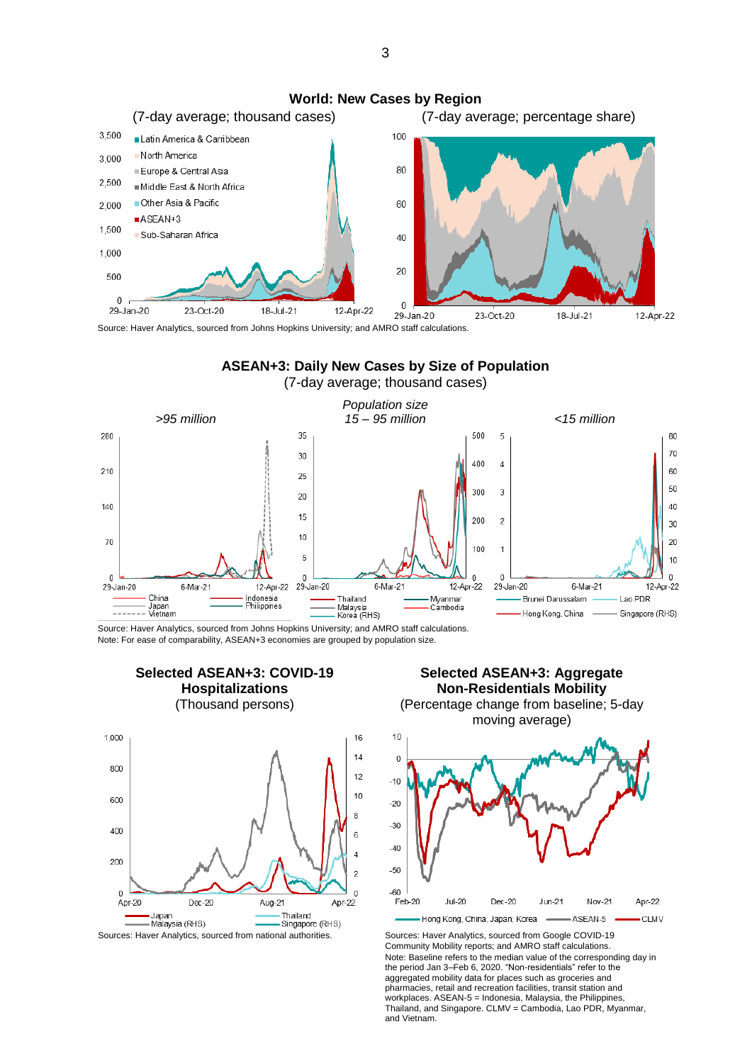## World: New Cases by Region

(7-day average; thousand cases)

3,500
3,000
2,500
2,000
1,500
1,000
500
0

29-Jan-20 23-Oct-20 18-Jul-21 12-Apr-22

Latin America & Caribbean
North America
Europe & Central Asia
Middle East & North Africa
Other Asia & Pacific
ASEAN+3
Sub-Saharan Africa

(7-day average; percentage share)

100
80
60
40
20
0

29-Jan-20 23-Oct-20 18-Jul-21 12-Apr-22

Source: Haver Analytics, sourced from Johns Hopkins University; and AMRO staff calculations.

## ASEAN+3: Daily New Cases by Size of Population

(7-day average; thousand cases)

*Population size*

*>95 million*

280
210
140
70
0

29-Jan-20 6-Mar-21 12-Apr-22

China
Japan
Vietnam
Indonesia
Philippines

*15 – 95 million*

35
30
25
20
15
10
5
0

500
400
300
200
100
0

29-Jan-20 6-Mar-21 12-Apr-22

Thailand
Malaysia
Korea (RHS)
Myanmar
Cambodia

*<15 million*

5
4
3
2
1
0

80
70
60
50
40
30
20
10
0

29-Jan-20 6-Mar-21 12-Apr-22

Brunei Darussalam
Lao PDR
Hong Kong, China
Singapore (RHS)

Source: Haver Analytics, sourced from Johns Hopkins University; and AMRO staff calculations.
Note: For ease of comparability, ASEAN+3 economies are grouped by population size.

## Selected ASEAN+3: COVID-19 Hospitalizations

(Thousand persons)

1,000
800
600
400
200
0

16
14
12
10
8
6
4
2
0

Apr-20 Dec-20 Aug-21 Apr-22

Japan
Malaysia (RHS)
Thailand
Singapore (RHS)

Sources: Haver Analytics, sourced from national authorities.

## Selected ASEAN+3: Aggregate Non-Residentials Mobility

(Percentage change from baseline; 5-day moving average)

10
0
-10
-20
-30
-40
-50
-60

Feb-20 Jul-20 Dec-20 Jun-21 Nov-21 Apr-22

Hong Kong, China; Japan; Korea
ASEAN-5
CLMV

Sources: Haver Analytics, sourced from Google COVID-19 Community Mobility reports; and AMRO staff calculations.
Note: Baseline refers to the median value of the corresponding day in the period Jan 3–Feb 6, 2020. "Non-residentials" refer to the aggregated mobility data for places such as groceries and pharmacies, retail and recreation facilities, transit station and workplaces. ASEAN-5 = Indonesia, Malaysia, the Philippines, Thailand, and Singapore. CLMV = Cambodia, Lao PDR, Myanmar, and Vietnam.